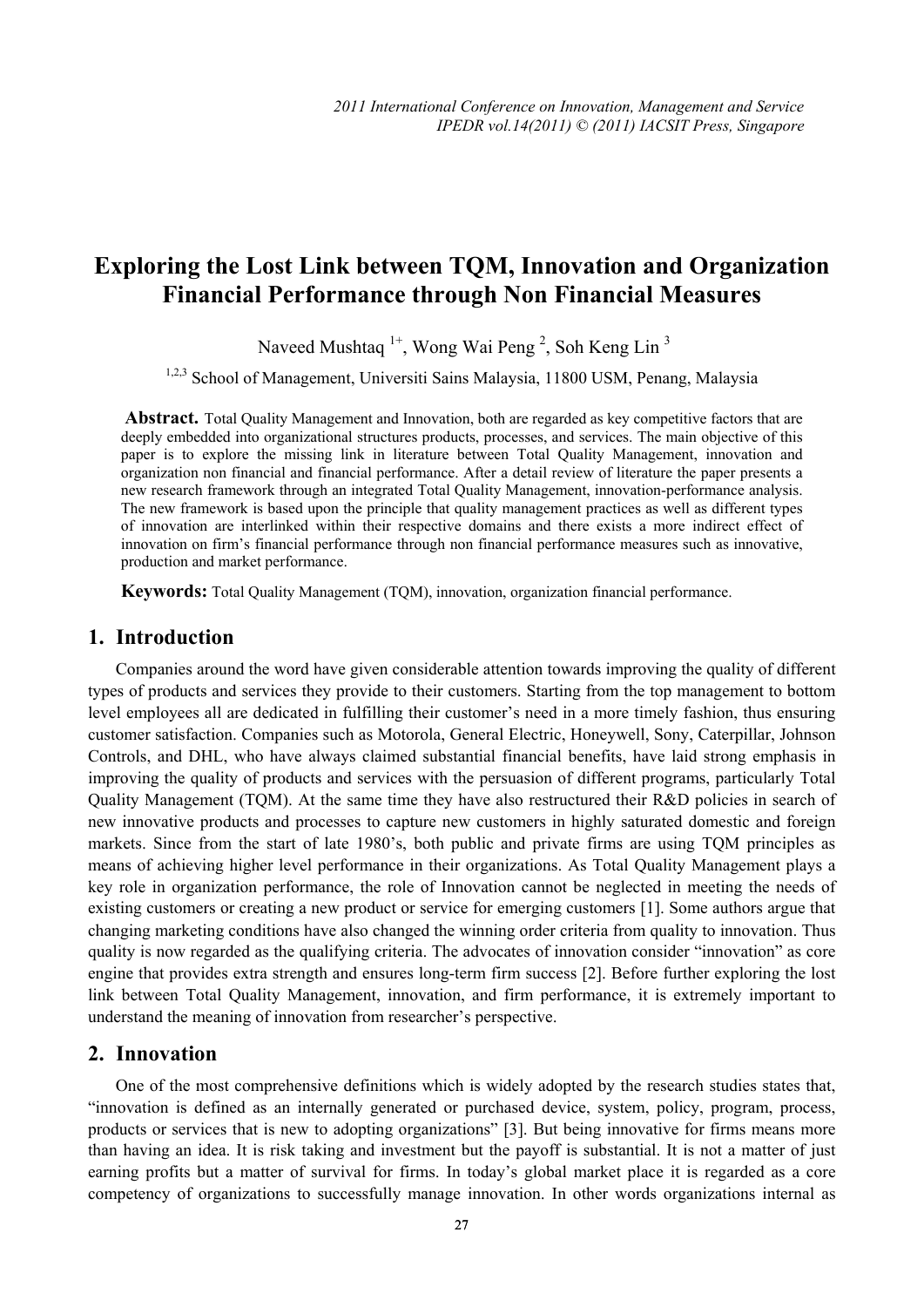# Exploring the Lost Link between TQM, Innovation and Organization Financial Performance through Non Financial Measures

Naveed Mushtaq [1+], Wong Wai Peng [2], Soh Keng Lin [3]

[1,2,3] School of Management, Universiti Sains Malaysia, 11800 USM, Penang, Malaysia

**Abstract.** Total Quality Management and Innovation, both are regarded as key competitive factors that are deeply embedded into organizational structures products, processes, and services. The main objective of this paper is to explore the missing link in literature between Total Quality Management, innovation and organization non financial and financial performance. After a detail review of literature the paper presents a new research framework through an integrated Total Quality Management, innovation-performance analysis. The new framework is based upon the principle that quality management practices as well as different types of innovation are interlinked within their respective domains and there exists a more indirect effect of innovation on firm's financial performance through non financial performance measures such as innovative, production and market performance.

**Keywords:** Total Quality Management (TQM), innovation, organization financial performance.

## 1. Introduction

Companies around the word have given considerable attention towards improving the quality of different types of products and services they provide to their customers. Starting from the top management to bottom level employees all are dedicated in fulfilling their customer's need in a more timely fashion, thus ensuring customer satisfaction. Companies such as Motorola, General Electric, Honeywell, Sony, Caterpillar, Johnson Controls, and DHL, who have always claimed substantial financial benefits, have laid strong emphasis in improving the quality of products and services with the persuasion of different programs, particularly Total Quality Management (TQM). At the same time they have also restructured their R&D policies in search of new innovative products and processes to capture new customers in highly saturated domestic and foreign markets. Since from the start of late 1980's, both public and private firms are using TQM principles as means of achieving higher level performance in their organizations. As Total Quality Management plays a key role in organization performance, the role of Innovation cannot be neglected in meeting the needs of existing customers or creating a new product or service for emerging customers [1]. Some authors argue that changing marketing conditions have also changed the winning order criteria from quality to innovation. Thus quality is now regarded as the qualifying criteria. The advocates of innovation consider "innovation" as core engine that provides extra strength and ensures long-term firm success [2]. Before further exploring the lost link between Total Quality Management, innovation, and firm performance, it is extremely important to understand the meaning of innovation from researcher's perspective.

## 2. Innovation

One of the most comprehensive definitions which is widely adopted by the research studies states that, "innovation is defined as an internally generated or purchased device, system, policy, program, process, products or services that is new to adopting organizations" [3]. But being innovative for firms means more than having an idea. It is risk taking and investment but the payoff is substantial. It is not a matter of just earning profits but a matter of survival for firms. In today's global market place it is regarded as a core competency of organizations to successfully manage innovation. In other words organizations internal as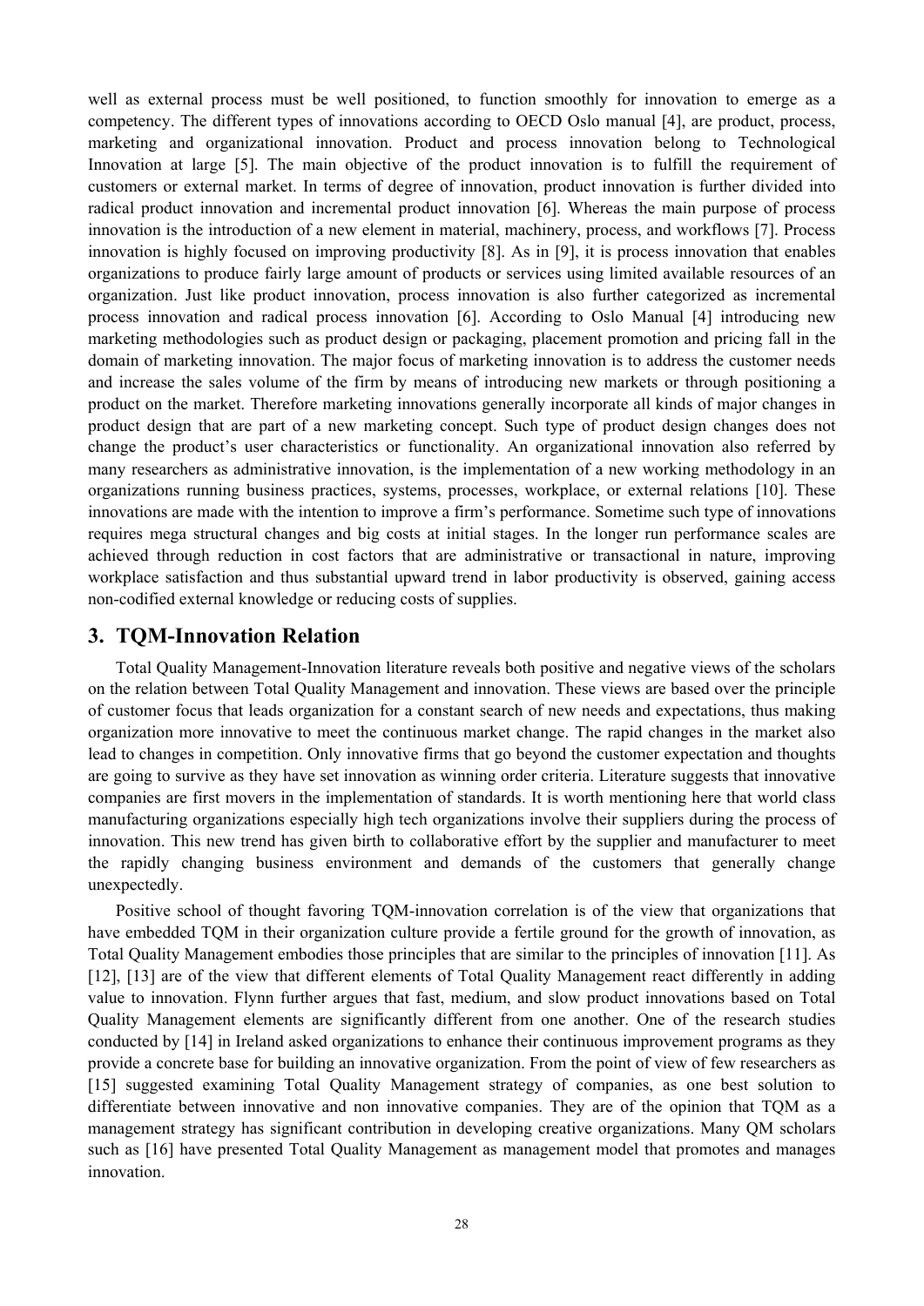well as external process must be well positioned, to function smoothly for innovation to emerge as a competency. The different types of innovations according to OECD Oslo manual [4], are product, process, marketing and organizational innovation. Product and process innovation belong to Technological Innovation at large [5]. The main objective of the product innovation is to fulfill the requirement of customers or external market. In terms of degree of innovation, product innovation is further divided into radical product innovation and incremental product innovation [6]. Whereas the main purpose of process innovation is the introduction of a new element in material, machinery, process, and workflows [7]. Process innovation is highly focused on improving productivity [8]. As in [9], it is process innovation that enables organizations to produce fairly large amount of products or services using limited available resources of an organization. Just like product innovation, process innovation is also further categorized as incremental process innovation and radical process innovation [6]. According to Oslo Manual [4] introducing new marketing methodologies such as product design or packaging, placement promotion and pricing fall in the domain of marketing innovation. The major focus of marketing innovation is to address the customer needs and increase the sales volume of the firm by means of introducing new markets or through positioning a product on the market. Therefore marketing innovations generally incorporate all kinds of major changes in product design that are part of a new marketing concept. Such type of product design changes does not change the product's user characteristics or functionality. An organizational innovation also referred by many researchers as administrative innovation, is the implementation of a new working methodology in an organizations running business practices, systems, processes, workplace, or external relations [10]. These innovations are made with the intention to improve a firm's performance. Sometime such type of innovations requires mega structural changes and big costs at initial stages. In the longer run performance scales are achieved through reduction in cost factors that are administrative or transactional in nature, improving workplace satisfaction and thus substantial upward trend in labor productivity is observed, gaining access non-codified external knowledge or reducing costs of supplies.

## 3. TQM-Innovation Relation

Total Quality Management-Innovation literature reveals both positive and negative views of the scholars on the relation between Total Quality Management and innovation. These views are based over the principle of customer focus that leads organization for a constant search of new needs and expectations, thus making organization more innovative to meet the continuous market change. The rapid changes in the market also lead to changes in competition. Only innovative firms that go beyond the customer expectation and thoughts are going to survive as they have set innovation as winning order criteria. Literature suggests that innovative companies are first movers in the implementation of standards. It is worth mentioning here that world class manufacturing organizations especially high tech organizations involve their suppliers during the process of innovation. This new trend has given birth to collaborative effort by the supplier and manufacturer to meet the rapidly changing business environment and demands of the customers that generally change unexpectedly.

Positive school of thought favoring TQM-innovation correlation is of the view that organizations that have embedded TQM in their organization culture provide a fertile ground for the growth of innovation, as Total Quality Management embodies those principles that are similar to the principles of innovation [11]. As [12], [13] are of the view that different elements of Total Quality Management react differently in adding value to innovation. Flynn further argues that fast, medium, and slow product innovations based on Total Quality Management elements are significantly different from one another. One of the research studies conducted by [14] in Ireland asked organizations to enhance their continuous improvement programs as they provide a concrete base for building an innovative organization. From the point of view of few researchers as [15] suggested examining Total Quality Management strategy of companies, as one best solution to differentiate between innovative and non innovative companies. They are of the opinion that TQM as a management strategy has significant contribution in developing creative organizations. Many QM scholars such as [16] have presented Total Quality Management as management model that promotes and manages innovation.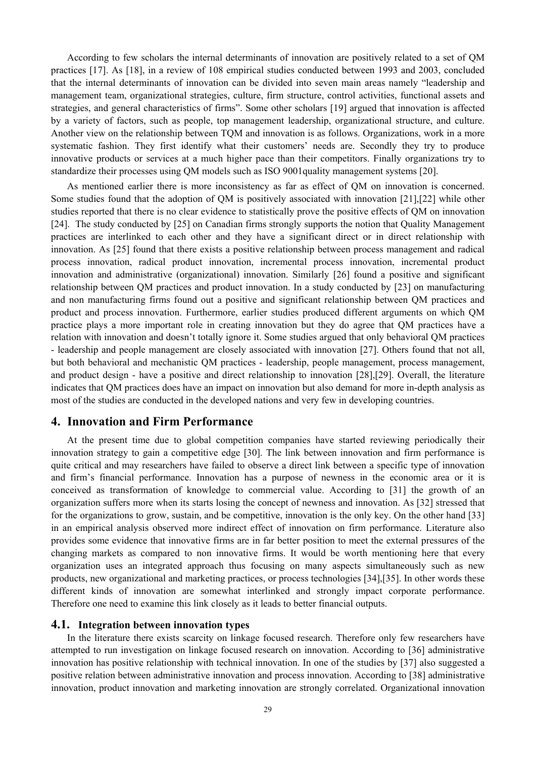According to few scholars the internal determinants of innovation are positively related to a set of QM practices [17]. As [18], in a review of 108 empirical studies conducted between 1993 and 2003, concluded that the internal determinants of innovation can be divided into seven main areas namely "leadership and management team, organizational strategies, culture, firm structure, control activities, functional assets and strategies, and general characteristics of firms". Some other scholars [19] argued that innovation is affected by a variety of factors, such as people, top management leadership, organizational structure, and culture. Another view on the relationship between TQM and innovation is as follows. Organizations, work in a more systematic fashion. They first identify what their customers' needs are. Secondly they try to produce innovative products or services at a much higher pace than their competitors. Finally organizations try to standardize their processes using QM models such as ISO 9001quality management systems [20].

As mentioned earlier there is more inconsistency as far as effect of QM on innovation is concerned. Some studies found that the adoption of QM is positively associated with innovation [21],[22] while other studies reported that there is no clear evidence to statistically prove the positive effects of QM on innovation [24]. The study conducted by [25] on Canadian firms strongly supports the notion that Quality Management practices are interlinked to each other and they have a significant direct or in direct relationship with innovation. As [25] found that there exists a positive relationship between process management and radical process innovation, radical product innovation, incremental process innovation, incremental product innovation and administrative (organizational) innovation. Similarly [26] found a positive and significant relationship between QM practices and product innovation. In a study conducted by [23] on manufacturing and non manufacturing firms found out a positive and significant relationship between QM practices and product and process innovation. Furthermore, earlier studies produced different arguments on which QM practice plays a more important role in creating innovation but they do agree that QM practices have a relation with innovation and doesn't totally ignore it. Some studies argued that only behavioral QM practices - leadership and people management are closely associated with innovation [27]. Others found that not all, but both behavioral and mechanistic QM practices - leadership, people management, process management, and product design - have a positive and direct relationship to innovation [28],[29]. Overall, the literature indicates that QM practices does have an impact on innovation but also demand for more in-depth analysis as most of the studies are conducted in the developed nations and very few in developing countries.

## 4. Innovation and Firm Performance

At the present time due to global competition companies have started reviewing periodically their innovation strategy to gain a competitive edge [30]. The link between innovation and firm performance is quite critical and may researchers have failed to observe a direct link between a specific type of innovation and firm's financial performance. Innovation has a purpose of newness in the economic area or it is conceived as transformation of knowledge to commercial value. According to [31] the growth of an organization suffers more when its starts losing the concept of newness and innovation. As [32] stressed that for the organizations to grow, sustain, and be competitive, innovation is the only key. On the other hand [33] in an empirical analysis observed more indirect effect of innovation on firm performance. Literature also provides some evidence that innovative firms are in far better position to meet the external pressures of the changing markets as compared to non innovative firms. It would be worth mentioning here that every organization uses an integrated approach thus focusing on many aspects simultaneously such as new products, new organizational and marketing practices, or process technologies [34],[35]. In other words these different kinds of innovation are somewhat interlinked and strongly impact corporate performance. Therefore one need to examine this link closely as it leads to better financial outputs.

### 4.1. Integration between innovation types

In the literature there exists scarcity on linkage focused research. Therefore only few researchers have attempted to run investigation on linkage focused research on innovation. According to [36] administrative innovation has positive relationship with technical innovation. In one of the studies by [37] also suggested a positive relation between administrative innovation and process innovation. According to [38] administrative innovation, product innovation and marketing innovation are strongly correlated. Organizational innovation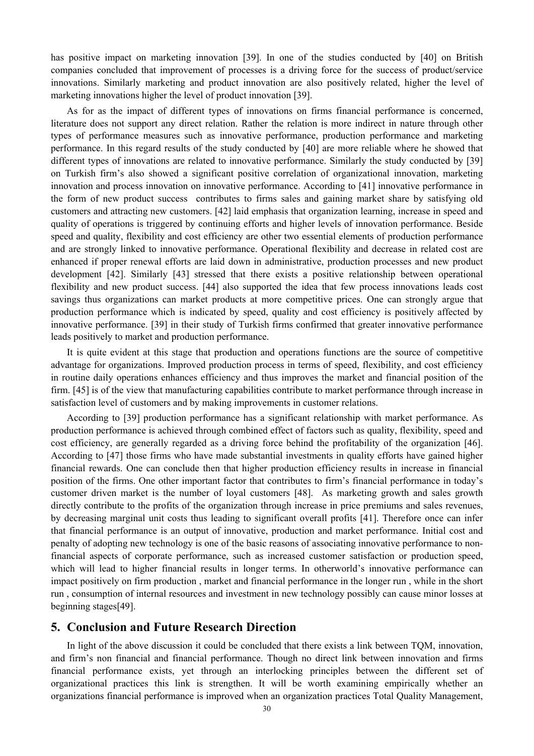has positive impact on marketing innovation [39]. In one of the studies conducted by [40] on British companies concluded that improvement of processes is a driving force for the success of product/service innovations. Similarly marketing and product innovation are also positively related, higher the level of marketing innovations higher the level of product innovation [39].

As for as the impact of different types of innovations on firms financial performance is concerned, literature does not support any direct relation. Rather the relation is more indirect in nature through other types of performance measures such as innovative performance, production performance and marketing performance. In this regard results of the study conducted by [40] are more reliable where he showed that different types of innovations are related to innovative performance. Similarly the study conducted by [39] on Turkish firm's also showed a significant positive correlation of organizational innovation, marketing innovation and process innovation on innovative performance. According to [41] innovative performance in the form of new product success contributes to firms sales and gaining market share by satisfying old customers and attracting new customers. [42] laid emphasis that organization learning, increase in speed and quality of operations is triggered by continuing efforts and higher levels of innovation performance. Beside speed and quality, flexibility and cost efficiency are other two essential elements of production performance and are strongly linked to innovative performance. Operational flexibility and decrease in related cost are enhanced if proper renewal efforts are laid down in administrative, production processes and new product development [42]. Similarly [43] stressed that there exists a positive relationship between operational flexibility and new product success. [44] also supported the idea that few process innovations leads cost savings thus organizations can market products at more competitive prices. One can strongly argue that production performance which is indicated by speed, quality and cost efficiency is positively affected by innovative performance. [39] in their study of Turkish firms confirmed that greater innovative performance leads positively to market and production performance.

It is quite evident at this stage that production and operations functions are the source of competitive advantage for organizations. Improved production process in terms of speed, flexibility, and cost efficiency in routine daily operations enhances efficiency and thus improves the market and financial position of the firm. [45] is of the view that manufacturing capabilities contribute to market performance through increase in satisfaction level of customers and by making improvements in customer relations.

According to [39] production performance has a significant relationship with market performance. As production performance is achieved through combined effect of factors such as quality, flexibility, speed and cost efficiency, are generally regarded as a driving force behind the profitability of the organization [46]. According to [47] those firms who have made substantial investments in quality efforts have gained higher financial rewards. One can conclude then that higher production efficiency results in increase in financial position of the firms. One other important factor that contributes to firm's financial performance in today's customer driven market is the number of loyal customers [48]. As marketing growth and sales growth directly contribute to the profits of the organization through increase in price premiums and sales revenues, by decreasing marginal unit costs thus leading to significant overall profits [41]. Therefore once can infer that financial performance is an output of innovative, production and market performance. Initial cost and penalty of adopting new technology is one of the basic reasons of associating innovative performance to non-financial aspects of corporate performance, such as increased customer satisfaction or production speed, which will lead to higher financial results in longer terms. In otherworld's innovative performance can impact positively on firm production , market and financial performance in the longer run , while in the short run , consumption of internal resources and investment in new technology possibly can cause minor losses at beginning stages[49].

## 5. Conclusion and Future Research Direction

In light of the above discussion it could be concluded that there exists a link between TQM, innovation, and firm's non financial and financial performance. Though no direct link between innovation and firms financial performance exists, yet through an interlocking principles between the different set of organizational practices this link is strengthen. It will be worth examining empirically whether an organizations financial performance is improved when an organization practices Total Quality Management,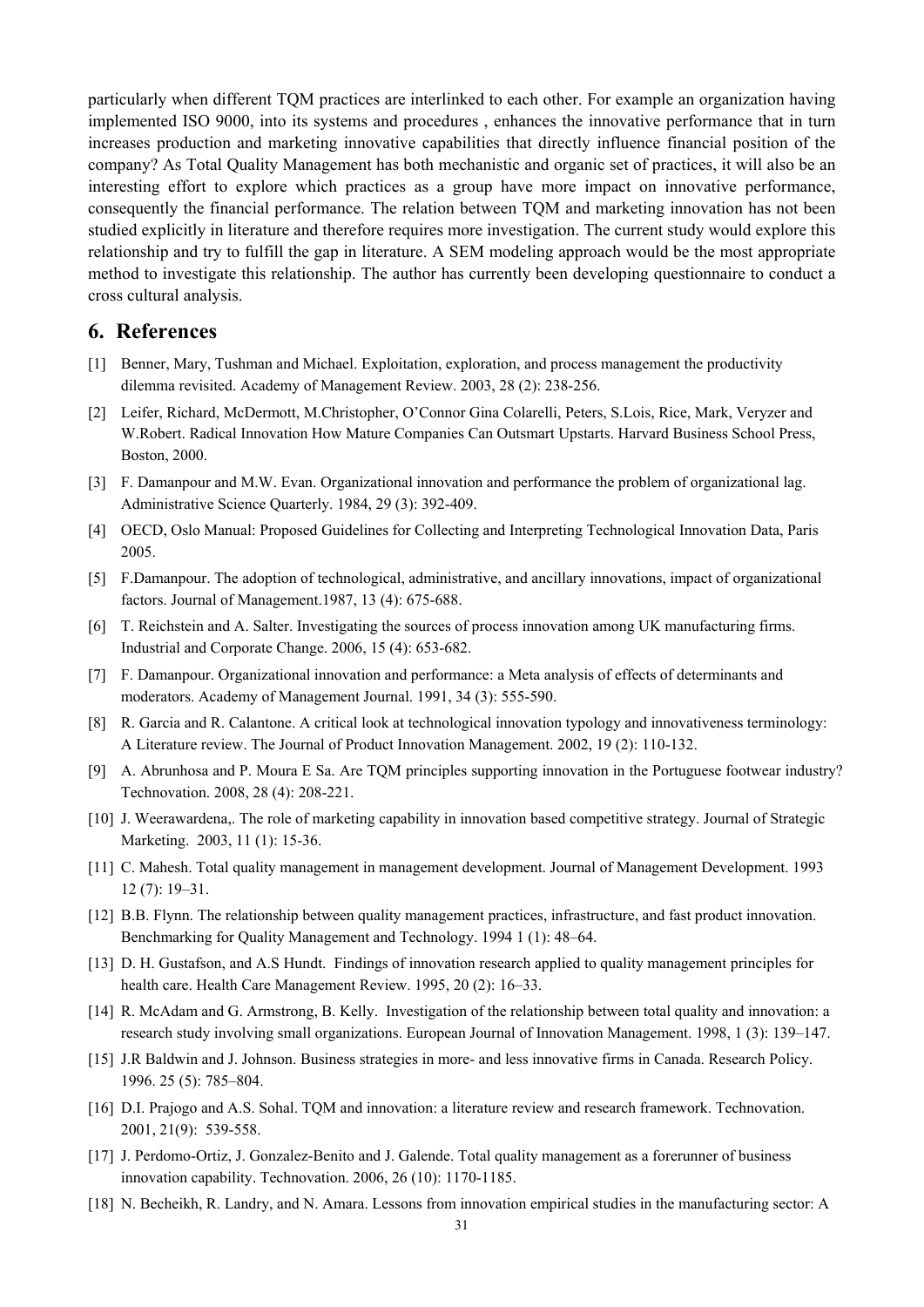particularly when different TQM practices are interlinked to each other. For example an organization having implemented ISO 9000, into its systems and procedures , enhances the innovative performance that in turn increases production and marketing innovative capabilities that directly influence financial position of the company? As Total Quality Management has both mechanistic and organic set of practices, it will also be an interesting effort to explore which practices as a group have more impact on innovative performance, consequently the financial performance. The relation between TQM and marketing innovation has not been studied explicitly in literature and therefore requires more investigation. The current study would explore this relationship and try to fulfill the gap in literature. A SEM modeling approach would be the most appropriate method to investigate this relationship. The author has currently been developing questionnaire to conduct a cross cultural analysis.

## 6. References

[1] Benner, Mary, Tushman and Michael. Exploitation, exploration, and process management the productivity dilemma revisited. Academy of Management Review. 2003, 28 (2): 238-256.

[2] Leifer, Richard, McDermott, M.Christopher, O'Connor Gina Colarelli, Peters, S.Lois, Rice, Mark, Veryzer and W.Robert. Radical Innovation How Mature Companies Can Outsmart Upstarts. Harvard Business School Press, Boston, 2000.

[3] F. Damanpour and M.W. Evan. Organizational innovation and performance the problem of organizational lag. Administrative Science Quarterly. 1984, 29 (3): 392-409.

[4] OECD, Oslo Manual: Proposed Guidelines for Collecting and Interpreting Technological Innovation Data, Paris 2005.

[5] F.Damanpour. The adoption of technological, administrative, and ancillary innovations, impact of organizational factors. Journal of Management.1987, 13 (4): 675-688.

[6] T. Reichstein and A. Salter. Investigating the sources of process innovation among UK manufacturing firms. Industrial and Corporate Change. 2006, 15 (4): 653-682.

[7] F. Damanpour. Organizational innovation and performance: a Meta analysis of effects of determinants and moderators. Academy of Management Journal. 1991, 34 (3): 555-590.

[8] R. Garcia and R. Calantone. A critical look at technological innovation typology and innovativeness terminology: A Literature review. The Journal of Product Innovation Management. 2002, 19 (2): 110-132.

[9] A. Abrunhosa and P. Moura E Sa. Are TQM principles supporting innovation in the Portuguese footwear industry? Technovation. 2008, 28 (4): 208-221.

[10] J. Weerawardena,. The role of marketing capability in innovation based competitive strategy. Journal of Strategic Marketing. 2003, 11 (1): 15-36.

[11] C. Mahesh. Total quality management in management development. Journal of Management Development. 1993 12 (7): 19–31.

[12] B.B. Flynn. The relationship between quality management practices, infrastructure, and fast product innovation. Benchmarking for Quality Management and Technology. 1994 1 (1): 48–64.

[13] D. H. Gustafson, and A.S Hundt. Findings of innovation research applied to quality management principles for health care. Health Care Management Review. 1995, 20 (2): 16–33.

[14] R. McAdam and G. Armstrong, B. Kelly. Investigation of the relationship between total quality and innovation: a research study involving small organizations. European Journal of Innovation Management. 1998, 1 (3): 139–147.

[15] J.R Baldwin and J. Johnson. Business strategies in more- and less innovative firms in Canada. Research Policy. 1996. 25 (5): 785–804.

[16] D.I. Prajogo and A.S. Sohal. TQM and innovation: a literature review and research framework. Technovation. 2001, 21(9): 539-558.

[17] J. Perdomo-Ortiz, J. Gonzalez-Benito and J. Galende. Total quality management as a forerunner of business innovation capability. Technovation. 2006, 26 (10): 1170-1185.

[18] N. Becheikh, R. Landry, and N. Amara. Lessons from innovation empirical studies in the manufacturing sector: A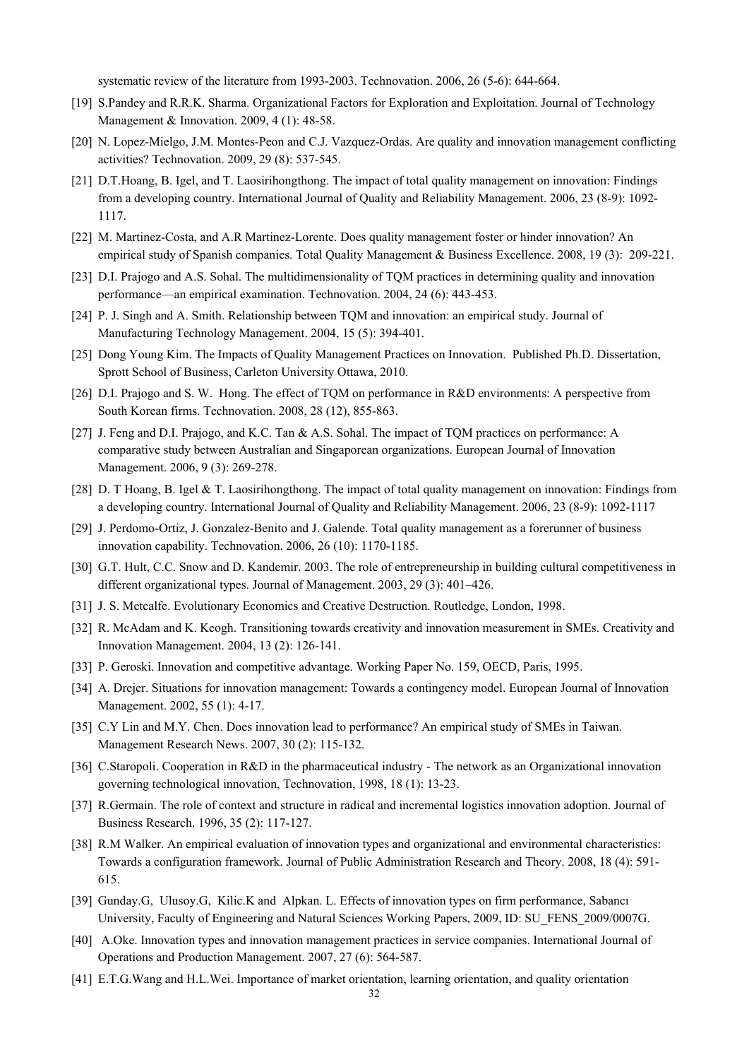systematic review of the literature from 1993-2003. Technovation. 2006, 26 (5-6): 644-664.

[19] S.Pandey and R.R.K. Sharma. Organizational Factors for Exploration and Exploitation. Journal of Technology Management & Innovation. 2009, 4 (1): 48-58.

[20] N. Lopez-Mielgo, J.M. Montes-Peon and C.J. Vazquez-Ordas. Are quality and innovation management conflicting activities? Technovation. 2009, 29 (8): 537-545.

[21] D.T.Hoang, B. Igel, and T. Laosirihongthong. The impact of total quality management on innovation: Findings from a developing country. International Journal of Quality and Reliability Management. 2006, 23 (8-9): 1092-1117.

[22] M. Martinez-Costa, and A.R Martinez-Lorente. Does quality management foster or hinder innovation? An empirical study of Spanish companies. Total Quality Management & Business Excellence. 2008, 19 (3): 209-221.

[23] D.I. Prajogo and A.S. Sohal. The multidimensionality of TQM practices in determining quality and innovation performance—an empirical examination. Technovation. 2004, 24 (6): 443-453.

[24] P. J. Singh and A. Smith. Relationship between TQM and innovation: an empirical study. Journal of Manufacturing Technology Management. 2004, 15 (5): 394-401.

[25] Dong Young Kim. The Impacts of Quality Management Practices on Innovation. Published Ph.D. Dissertation, Sprott School of Business, Carleton University Ottawa, 2010.

[26] D.I. Prajogo and S. W. Hong. The effect of TQM on performance in R&D environments: A perspective from South Korean firms. Technovation. 2008, 28 (12), 855-863.

[27] J. Feng and D.I. Prajogo, and K.C. Tan & A.S. Sohal. The impact of TQM practices on performance: A comparative study between Australian and Singaporean organizations. European Journal of Innovation Management. 2006, 9 (3): 269-278.

[28] D. T Hoang, B. Igel & T. Laosirihongthong. The impact of total quality management on innovation: Findings from a developing country. International Journal of Quality and Reliability Management. 2006, 23 (8-9): 1092-1117

[29] J. Perdomo-Ortiz, J. Gonzalez-Benito and J. Galende. Total quality management as a forerunner of business innovation capability. Technovation. 2006, 26 (10): 1170-1185.

[30] G.T. Hult, C.C. Snow and D. Kandemir. 2003. The role of entrepreneurship in building cultural competitiveness in different organizational types. Journal of Management. 2003, 29 (3): 401–426.

[31] J. S. Metcalfe. Evolutionary Economics and Creative Destruction. Routledge, London, 1998.

[32] R. McAdam and K. Keogh. Transitioning towards creativity and innovation measurement in SMEs. Creativity and Innovation Management. 2004, 13 (2): 126-141.

[33] P. Geroski. Innovation and competitive advantage. Working Paper No. 159, OECD, Paris, 1995.

[34] A. Drejer. Situations for innovation management: Towards a contingency model. European Journal of Innovation Management. 2002, 55 (1): 4-17.

[35] C.Y Lin and M.Y. Chen. Does innovation lead to performance? An empirical study of SMEs in Taiwan. Management Research News. 2007, 30 (2): 115-132.

[36] C.Staropoli. Cooperation in R&D in the pharmaceutical industry - The network as an Organizational innovation governing technological innovation, Technovation, 1998, 18 (1): 13-23.

[37] R.Germain. The role of context and structure in radical and incremental logistics innovation adoption. Journal of Business Research. 1996, 35 (2): 117-127.

[38] R.M Walker. An empirical evaluation of innovation types and organizational and environmental characteristics: Towards a configuration framework. Journal of Public Administration Research and Theory. 2008, 18 (4): 591-615.

[39] Gunday.G, Ulusoy.G, Kilic.K and Alpkan. L. Effects of innovation types on firm performance, Sabancı University, Faculty of Engineering and Natural Sciences Working Papers, 2009, ID: SU_FENS_2009/0007G.

[40] A.Oke. Innovation types and innovation management practices in service companies. International Journal of Operations and Production Management. 2007, 27 (6): 564-587.

[41] E.T.G.Wang and H.L.Wei. Importance of market orientation, learning orientation, and quality orientation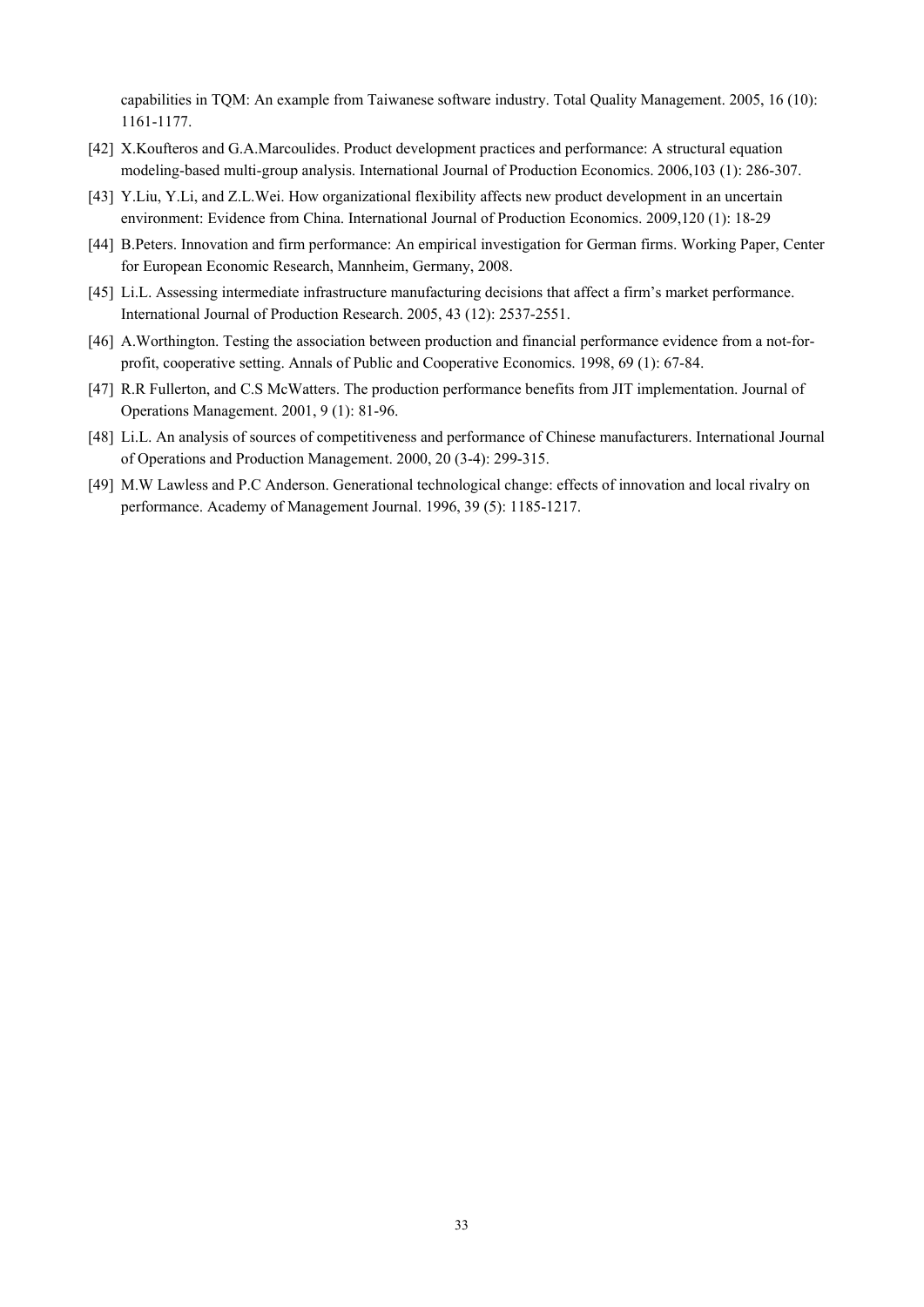capabilities in TQM: An example from Taiwanese software industry. Total Quality Management. 2005, 16 (10): 1161-1177.

[42] X.Koufteros and G.A.Marcoulides. Product development practices and performance: A structural equation modeling-based multi-group analysis. International Journal of Production Economics. 2006,103 (1): 286-307.

[43] Y.Liu, Y.Li, and Z.L.Wei. How organizational flexibility affects new product development in an uncertain environment: Evidence from China. International Journal of Production Economics. 2009,120 (1): 18-29

[44] B.Peters. Innovation and firm performance: An empirical investigation for German firms. Working Paper, Center for European Economic Research, Mannheim, Germany, 2008.

[45] Li.L. Assessing intermediate infrastructure manufacturing decisions that affect a firm's market performance. International Journal of Production Research. 2005, 43 (12): 2537-2551.

[46] A.Worthington. Testing the association between production and financial performance evidence from a not-for-profit, cooperative setting. Annals of Public and Cooperative Economics. 1998, 69 (1): 67-84.

[47] R.R Fullerton, and C.S McWatters. The production performance benefits from JIT implementation. Journal of Operations Management. 2001, 9 (1): 81-96.

[48] Li.L. An analysis of sources of competitiveness and performance of Chinese manufacturers. International Journal of Operations and Production Management. 2000, 20 (3-4): 299-315.

[49] M.W Lawless and P.C Anderson. Generational technological change: effects of innovation and local rivalry on performance. Academy of Management Journal. 1996, 39 (5): 1185-1217.